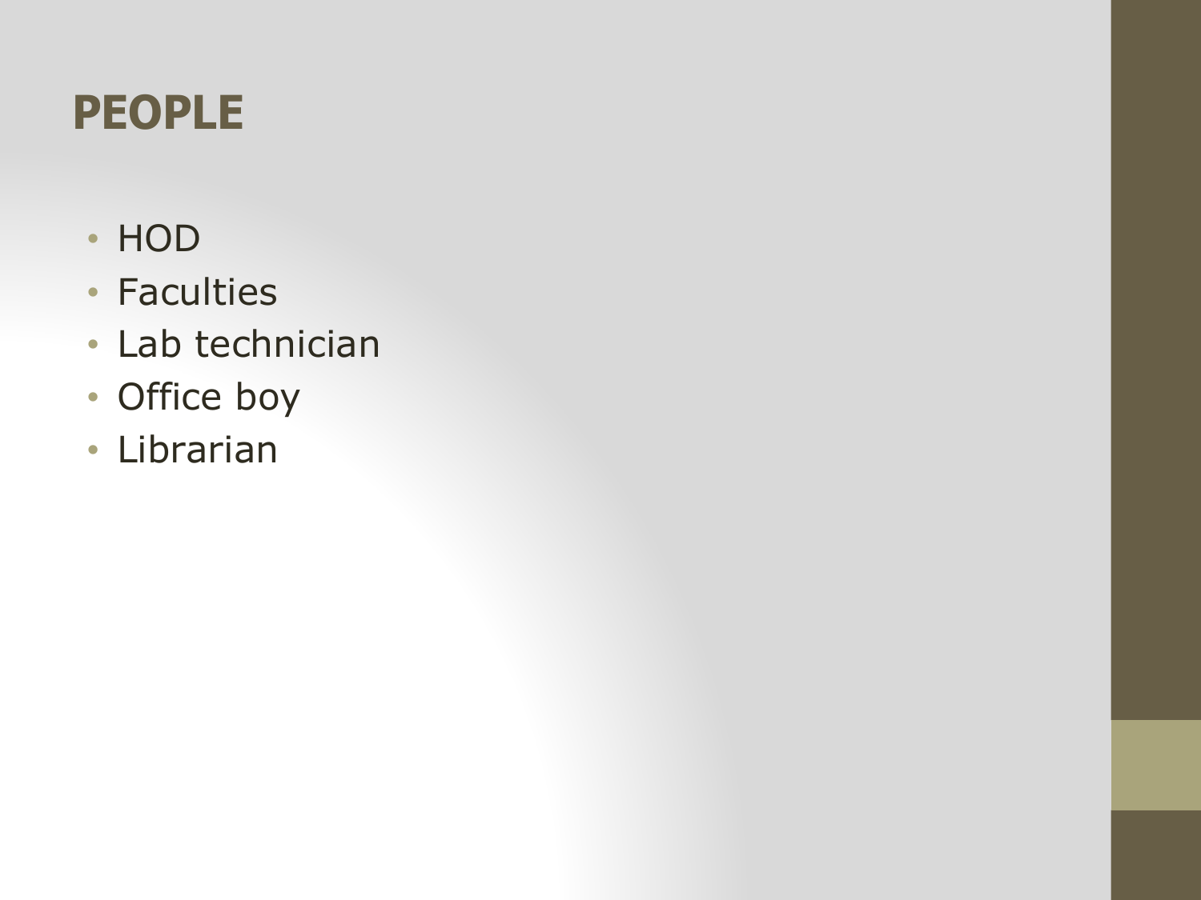# PEOPLE

- HOD
- Faculties
- Lab technician
- Office boy
- Librarian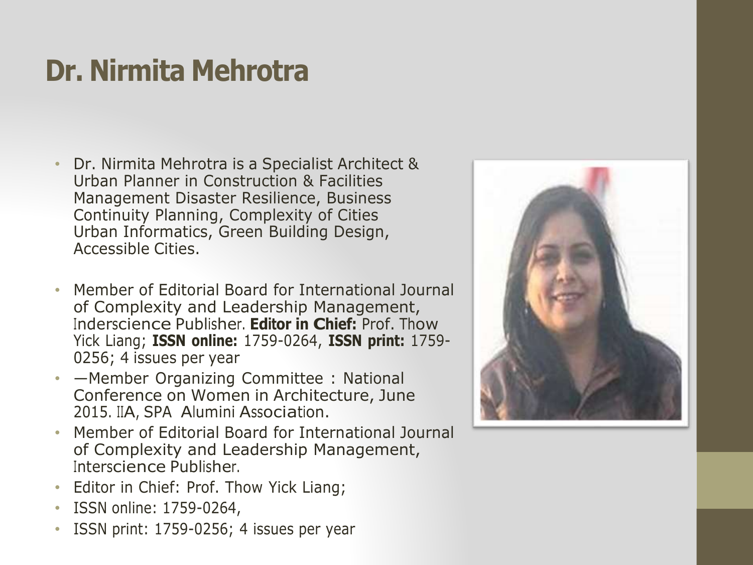# Dr. Nirmita Mehrotra

- Dr. Nirmita Mehrotra is a Specialist Architect & Urban Planner in Construction & Facilities Management Disaster Resilience, Business Continuity Planning, Complexity of Cities Urban Informatics, Green Building Design, Accessible Cities.

- Member of Editorial Board for International Journal of Complexity and Leadership Management, Inderscience Publisher. **Editor in Chief:** Prof. Thow Yick Liang; **ISSN online:** 1759-0264, **ISSN print:** 1759-0256; 4 issues per year
- —Member Organizing Committee : National Conference on Women in Architecture, June 2015. IIA, SPA Alumini Association.
- Member of Editorial Board for International Journal of Complexity and Leadership Management, Interscience Publisher.
- Editor in Chief: Prof. Thow Yick Liang;
- ISSN online: 1759-0264,
- ISSN print: 1759-0256; 4 issues per year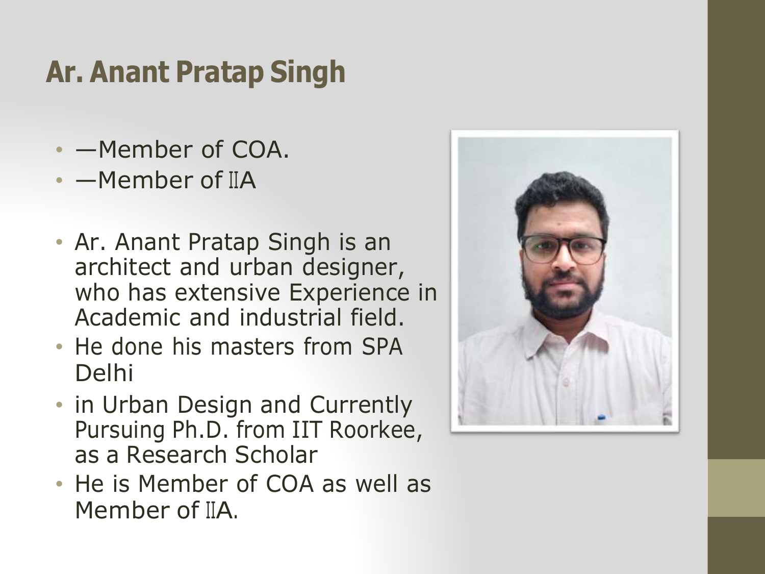# Ar. Anant Pratap Singh

- —Member of COA.
- —Member of IIA

- Ar. Anant Pratap Singh is an architect and urban designer, who has extensive Experience in Academic and industrial field.
- He done his masters from SPA Delhi
- in Urban Design and Currently Pursuing Ph.D. from IIT Roorkee, as a Research Scholar
- He is Member of COA as well as Member of IIA.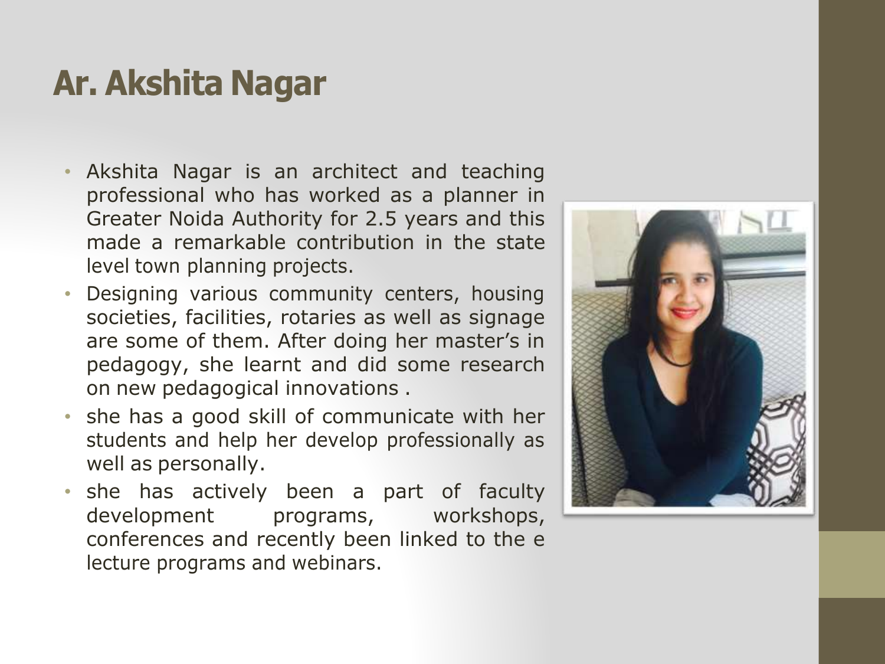# Ar. Akshita Nagar

- Akshita Nagar is an architect and teaching professional who has worked as a planner in Greater Noida Authority for 2.5 years and this made a remarkable contribution in the state level town planning projects.
- Designing various community centers, housing societies, facilities, rotaries as well as signage are some of them. After doing her master's in pedagogy, she learnt and did some research on new pedagogical innovations .
- she has a good skill of communicate with her students and help her develop professionally as well as personally.
- she has actively been a part of faculty development programs, workshops, conferences and recently been linked to the e lecture programs and webinars.